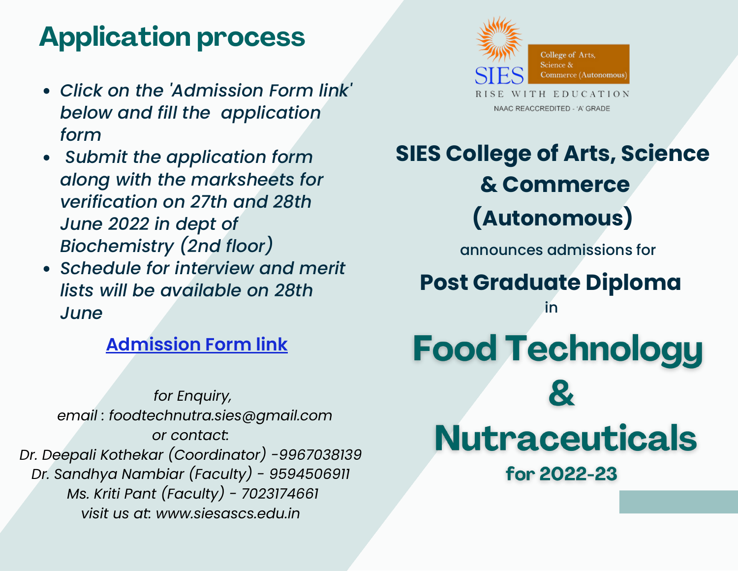# Application process

- *Click on the 'Admission Form link' below and fill the application form*
- *Submit the application form along with the marksheets for verification on 27th and 28th June 2022 in dept of Biochemistry (2nd floor)*
- *Schedule for interview and merit lists will be available on 28th June*

**Admission Form link**

*for Enquiry,*
*email : foodtechnutra.sies@gmail.com*
*or contact:*
*Dr. Deepali Kothekar (Coordinator) -9967038139*
*Dr. Sandhya Nambiar (Faculty) - 9594506911*
*Ms. Kriti Pant (Faculty) - 7023174661*
*visit us at: www.siesascs.edu.in*

SIES College of Arts, Science & Commerce (Autonomous)
RISE WITH EDUCATION
NAAC REACCREDITED - 'A' GRADE

## SIES College of Arts, Science & Commerce (Autonomous)

announces admissions for

## Post Graduate Diploma

in

# Food Technology & Nutraceuticals

**for 2022-23**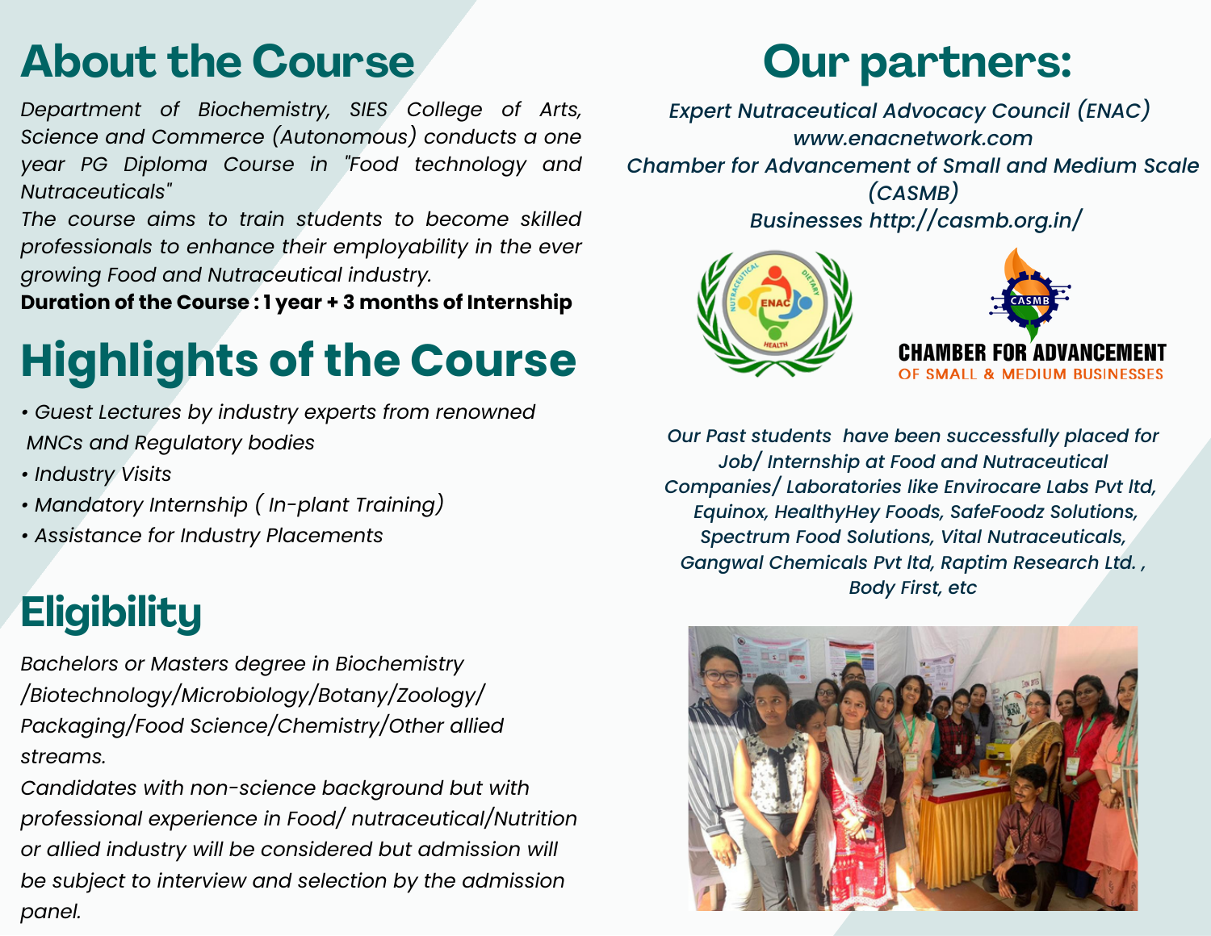# About the Course

*Department of Biochemistry, SIES College of Arts, Science and Commerce (Autonomous) conducts a one year PG Diploma Course in "Food technology and Nutraceuticals"*

*The course aims to train students to become skilled professionals to enhance their employability in the ever growing Food and Nutraceutical industry.*

**Duration of the Course : 1 year + 3 months of Internship**

# Highlights of the Course

- *Guest Lectures by industry experts from renowned MNCs and Regulatory bodies*
- *Industry Visits*
- *Mandatory Internship ( In-plant Training)*
- *Assistance for Industry Placements*

# Eligibility

*Bachelors or Masters degree in Biochemistry /Biotechnology/Microbiology/Botany/Zoology/ Packaging/Food Science/Chemistry/Other allied streams.*

*Candidates with non-science background but with professional experience in Food/ nutraceutical/Nutrition or allied industry will be considered but admission will be subject to interview and selection by the admission panel.*

# Our partners:

*Expert Nutraceutical Advocacy Council (ENAC)*
*www.enacnetwork.com*
*Chamber for Advancement of Small and Medium Scale (CASMB)*
*Businesses http://casmb.org.in/*

CHAMBER FOR ADVANCEMENT
OF SMALL & MEDIUM BUSINESSES

*Our Past students have been successfully placed for Job/ Internship at Food and Nutraceutical Companies/ Laboratories like Envirocare Labs Pvt ltd, Equinox, HealthyHey Foods, SafeFoodz Solutions, Spectrum Food Solutions, Vital Nutraceuticals, Gangwal Chemicals Pvt ltd, Raptim Research Ltd. , Body First, etc*